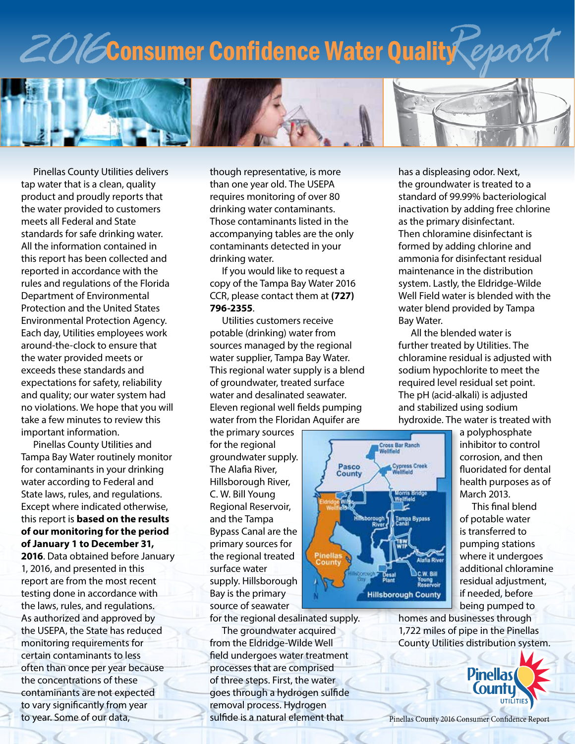# 2016 Consumer Confidence Water Quality Report

Pinellas County Utilities delivers tap water that is a clean, quality product and proudly reports that the water provided to customers meets all Federal and State standards for safe drinking water. All the information contained in this report has been collected and reported in accordance with the rules and regulations of the Florida Department of Environmental Protection and the United States Environmental Protection Agency. Each day, Utilities employees work around-the-clock to ensure that the water provided meets or exceeds these standards and expectations for safety, reliability and quality; our water system had no violations. We hope that you will take a few minutes to review this important information.

Pinellas County Utilities and Tampa Bay Water routinely monitor for contaminants in your drinking water according to Federal and State laws, rules, and regulations. Except where indicated otherwise, this report is **based on the results of our monitoring for the period of January 1 to December 31, 2016**. Data obtained before January 1, 2016, and presented in this report are from the most recent testing done in accordance with the laws, rules, and regulations. As authorized and approved by the USEPA, the State has reduced monitoring requirements for certain contaminants to less often than once per year because the concentrations of these contaminants are not expected to vary significantly from year to year. Some of our data, though representative, is more than one year old. The USEPA requires monitoring of over 80 drinking water contaminants. Those contaminants listed in the accompanying tables are the only contaminants detected in your drinking water.

If you would like to request a copy of the Tampa Bay Water 2016 CCR, please contact them at **(727) 796-2355**.

Utilities customers receive potable (drinking) water from sources managed by the regional water supplier, Tampa Bay Water. This regional water supply is a blend of groundwater, treated surface water and desalinated seawater. Eleven regional well fields pumping water from the Floridan Aquifer are the primary sources for the regional groundwater supply. The Alafia River, Hillsborough River, C. W. Bill Young Regional Reservoir, and the Tampa Bypass Canal are the primary sources for the regional treated surface water supply. Hillsborough Bay is the primary source of seawater for the regional desalinated supply.

The groundwater acquired from the Eldridge-Wilde Well field undergoes water treatment processes that are comprised of three steps. First, the water goes through a hydrogen sulfide removal process. Hydrogen sulfide is a natural element that has a displeasing odor. Next, the groundwater is treated to a standard of 99.99% bacteriological inactivation by adding free chlorine as the primary disinfectant. Then chloramine disinfectant is formed by adding chlorine and ammonia for disinfectant residual maintenance in the distribution system. Lastly, the Eldridge-Wilde Well Field water is blended with the water blend provided by Tampa Bay Water.

All the blended water is further treated by Utilities. The chloramine residual is adjusted with sodium hypochlorite to meet the required level residual set point. The pH (acid-alkali) is adjusted and stabilized using sodium hydroxide. The water is treated with a polyphosphate inhibitor to control corrosion, and then fluoridated for dental health purposes as of March 2013.

This final blend of potable water is transferred to pumping stations where it undergoes additional chloramine residual adjustment, if needed, before being pumped to homes and businesses through 1,722 miles of pipe in the Pinellas County Utilities distribution system.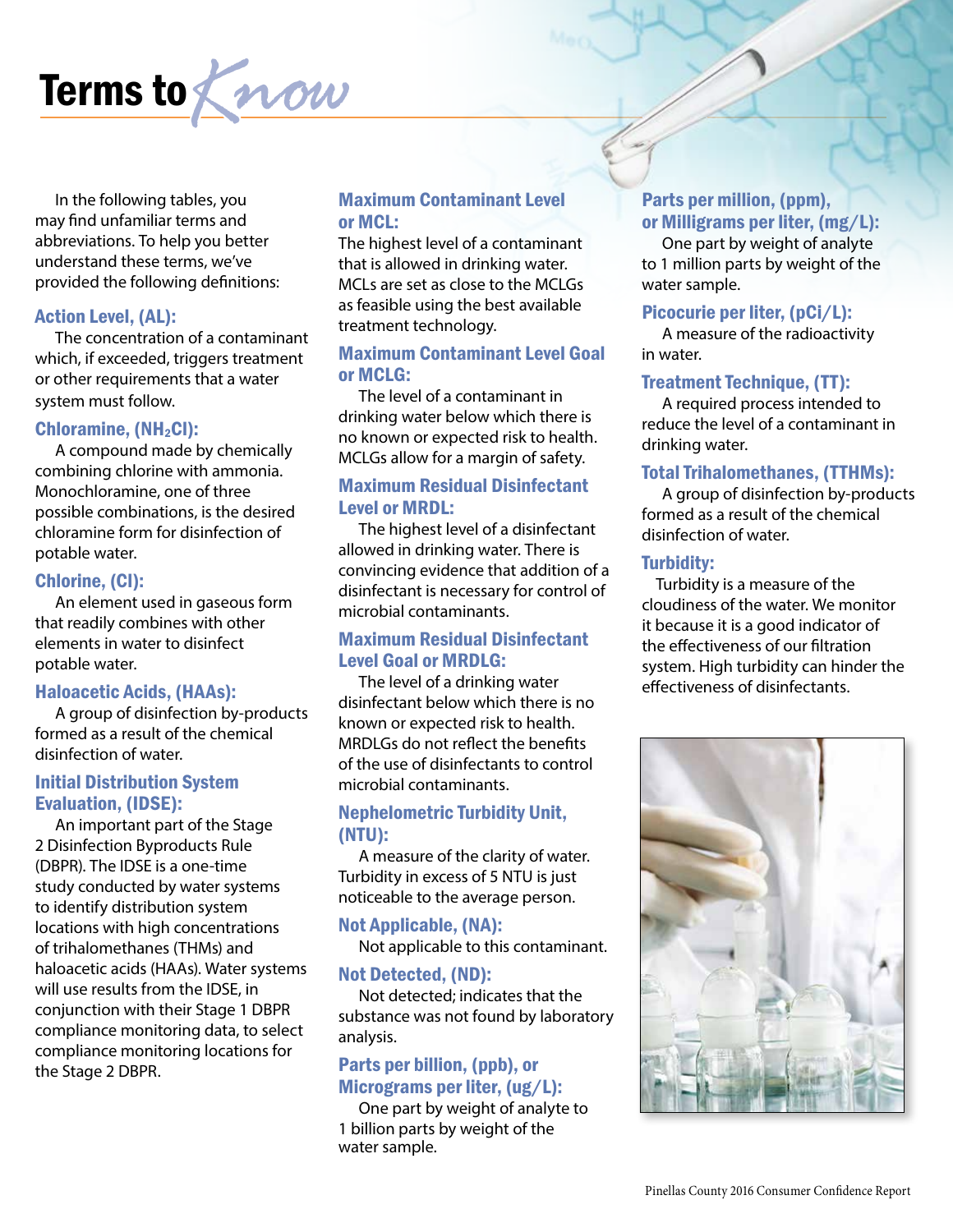# Terms to Know

In the following tables, you may find unfamiliar terms and abbreviations. To help you better understand these terms, we've provided the following definitions:

### Action Level, (AL):

The concentration of a contaminant which, if exceeded, triggers treatment or other requirements that a water system must follow.

### Chloramine, ($NH_2Cl$):

A compound made by chemically combining chlorine with ammonia. Monochloramine, one of three possible combinations, is the desired chloramine form for disinfection of potable water.

### Chlorine, (Cl):

An element used in gaseous form that readily combines with other elements in water to disinfect potable water.

### Haloacetic Acids, (HAAs):

A group of disinfection by-products formed as a result of the chemical disinfection of water.

### Initial Distribution System Evaluation, (IDSE):

An important part of the Stage 2 Disinfection Byproducts Rule (DBPR). The IDSE is a one-time study conducted by water systems to identify distribution system locations with high concentrations of trihalomethanes (THMs) and haloacetic acids (HAAs). Water systems will use results from the IDSE, in conjunction with their Stage 1 DBPR compliance monitoring data, to select compliance monitoring locations for the Stage 2 DBPR.

### Maximum Contaminant Level or MCL:

The highest level of a contaminant that is allowed in drinking water. MCLs are set as close to the MCLGs as feasible using the best available treatment technology.

### Maximum Contaminant Level Goal or MCLG:

The level of a contaminant in drinking water below which there is no known or expected risk to health. MCLGs allow for a margin of safety.

### Maximum Residual Disinfectant Level or MRDL:

The highest level of a disinfectant allowed in drinking water. There is convincing evidence that addition of a disinfectant is necessary for control of microbial contaminants.

### Maximum Residual Disinfectant Level Goal or MRDLG:

The level of a drinking water disinfectant below which there is no known or expected risk to health. MRDLGs do not reflect the benefits of the use of disinfectants to control microbial contaminants.

### Nephelometric Turbidity Unit, (NTU):

A measure of the clarity of water. Turbidity in excess of 5 NTU is just noticeable to the average person.

### Not Applicable, (NA):

Not applicable to this contaminant.

### Not Detected, (ND):

Not detected; indicates that the substance was not found by laboratory analysis.

### Parts per billion, (ppb), or Micrograms per liter, (ug/L):

One part by weight of analyte to 1 billion parts by weight of the water sample.

### Parts per million, (ppm), or Milligrams per liter, (mg/L):

One part by weight of analyte to 1 million parts by weight of the water sample.

### Picocurie per liter, (pCi/L):

A measure of the radioactivity in water.

### Treatment Technique, (TT):

A required process intended to reduce the level of a contaminant in drinking water.

### Total Trihalomethanes, (TTHMs):

A group of disinfection by-products formed as a result of the chemical disinfection of water.

### Turbidity:

Turbidity is a measure of the cloudiness of the water. We monitor it because it is a good indicator of the effectiveness of our filtration system. High turbidity can hinder the effectiveness of disinfectants.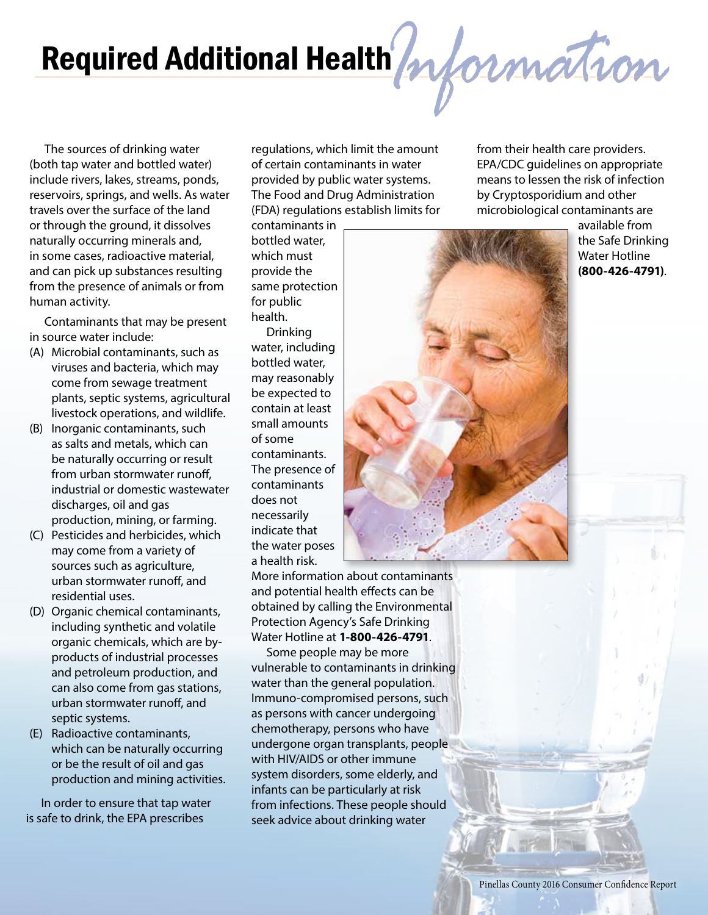# Required Additional Health Information

The sources of drinking water (both tap water and bottled water) include rivers, lakes, streams, ponds, reservoirs, springs, and wells. As water travels over the surface of the land or through the ground, it dissolves naturally occurring minerals and, in some cases, radioactive material, and can pick up substances resulting from the presence of animals or from human activity.

Contaminants that may be present in source water include:

(A) Microbial contaminants, such as viruses and bacteria, which may come from sewage treatment plants, septic systems, agricultural livestock operations, and wildlife.

(B) Inorganic contaminants, such as salts and metals, which can be naturally occurring or result from urban stormwater runoff, industrial or domestic wastewater discharges, oil and gas production, mining, or farming.

(C) Pesticides and herbicides, which may come from a variety of sources such as agriculture, urban stormwater runoff, and residential uses.

(D) Organic chemical contaminants, including synthetic and volatile organic chemicals, which are by-products of industrial processes and petroleum production, and can also come from gas stations, urban stormwater runoff, and septic systems.

(E) Radioactive contaminants, which can be naturally occurring or be the result of oil and gas production and mining activities.

In order to ensure that tap water is safe to drink, the EPA prescribes regulations, which limit the amount of certain contaminants in water provided by public water systems. The Food and Drug Administration (FDA) regulations establish limits for contaminants in bottled water, which must provide the same protection for public health.

Drinking water, including bottled water, may reasonably be expected to contain at least small amounts of some contaminants. The presence of contaminants does not necessarily indicate that the water poses a health risk. More information about contaminants and potential health effects can be obtained by calling the Environmental Protection Agency's Safe Drinking Water Hotline at **1-800-426-4791**.

Some people may be more vulnerable to contaminants in drinking water than the general population. Immuno-compromised persons, such as persons with cancer undergoing chemotherapy, persons who have undergone organ transplants, people with HIV/AIDS or other immune system disorders, some elderly, and infants can be particularly at risk from infections. These people should seek advice about drinking water from their health care providers. EPA/CDC guidelines on appropriate means to lessen the risk of infection by Cryptosporidium and other microbiological contaminants are available from the Safe Drinking Water Hotline **(800-426-4791)**.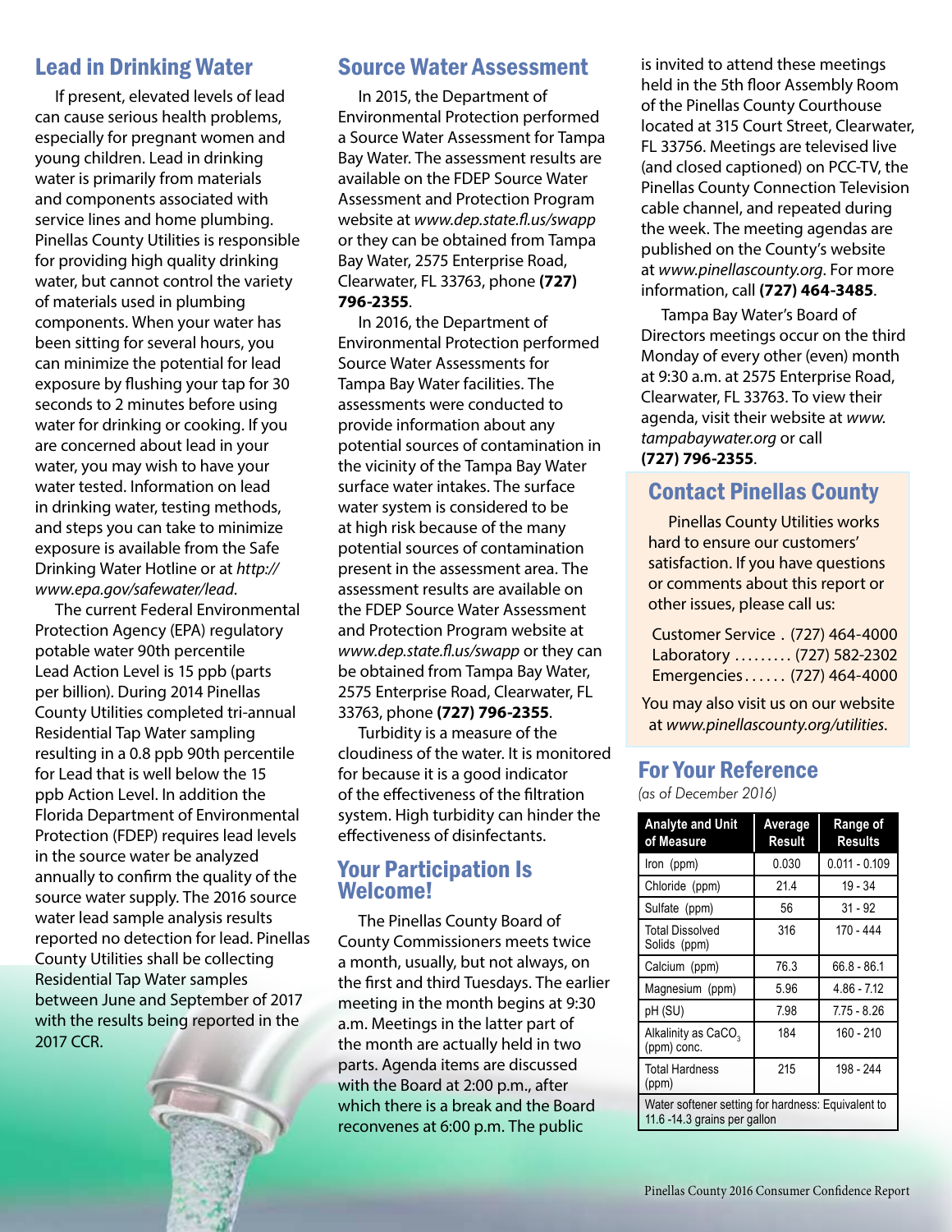## Lead in Drinking Water

If present, elevated levels of lead can cause serious health problems, especially for pregnant women and young children. Lead in drinking water is primarily from materials and components associated with service lines and home plumbing. Pinellas County Utilities is responsible for providing high quality drinking water, but cannot control the variety of materials used in plumbing components. When your water has been sitting for several hours, you can minimize the potential for lead exposure by flushing your tap for 30 seconds to 2 minutes before using water for drinking or cooking. If you are concerned about lead in your water, you may wish to have your water tested. Information on lead in drinking water, testing methods, and steps you can take to minimize exposure is available from the Safe Drinking Water Hotline or at *http://www.epa.gov/safewater/lead*.

The current Federal Environmental Protection Agency (EPA) regulatory potable water 90th percentile Lead Action Level is 15 ppb (parts per billion). During 2014 Pinellas County Utilities completed tri-annual Residential Tap Water sampling resulting in a 0.8 ppb 90th percentile for Lead that is well below the 15 ppb Action Level. In addition the Florida Department of Environmental Protection (FDEP) requires lead levels in the source water be analyzed annually to confirm the quality of the source water supply. The 2016 source water lead sample analysis results reported no detection for lead. Pinellas County Utilities shall be collecting Residential Tap Water samples between June and September of 2017 with the results being reported in the 2017 CCR.

## Source Water Assessment

In 2015, the Department of Environmental Protection performed a Source Water Assessment for Tampa Bay Water. The assessment results are available on the FDEP Source Water Assessment and Protection Program website at *www.dep.state.fl.us/swapp* or they can be obtained from Tampa Bay Water, 2575 Enterprise Road, Clearwater, FL 33763, phone **(727) 796-2355**.

In 2016, the Department of Environmental Protection performed Source Water Assessments for Tampa Bay Water facilities. The assessments were conducted to provide information about any potential sources of contamination in the vicinity of the Tampa Bay Water surface water intakes. The surface water system is considered to be at high risk because of the many potential sources of contamination present in the assessment area. The assessment results are available on the FDEP Source Water Assessment and Protection Program website at *www.dep.state.fl.us/swapp* or they can be obtained from Tampa Bay Water, 2575 Enterprise Road, Clearwater, FL 33763, phone **(727) 796-2355**.

Turbidity is a measure of the cloudiness of the water. It is monitored for because it is a good indicator of the effectiveness of the filtration system. High turbidity can hinder the effectiveness of disinfectants.

## Your Participation Is Welcome!

The Pinellas County Board of County Commissioners meets twice a month, usually, but not always, on the first and third Tuesdays. The earlier meeting in the month begins at 9:30 a.m. Meetings in the latter part of the month are actually held in two parts. Agenda items are discussed with the Board at 2:00 p.m., after which there is a break and the Board reconvenes at 6:00 p.m. The public is invited to attend these meetings held in the 5th floor Assembly Room of the Pinellas County Courthouse located at 315 Court Street, Clearwater, FL 33756. Meetings are televised live (and closed captioned) on PCC-TV, the Pinellas County Connection Television cable channel, and repeated during the week. The meeting agendas are published on the County's website at *www.pinellascounty.org*. For more information, call **(727) 464-3485**.

Tampa Bay Water's Board of Directors meetings occur on the third Monday of every other (even) month at 9:30 a.m. at 2575 Enterprise Road, Clearwater, FL 33763. To view their agenda, visit their website at *www.tampabaywater.org* or call **(727) 796-2355**.

## Contact Pinellas County

Pinellas County Utilities works hard to ensure our customers' satisfaction. If you have questions or comments about this report or other issues, please call us:

Customer Service . (727) 464-4000
Laboratory ......... (727) 582-2302
Emergencies...... (727) 464-4000

You may also visit us on our website at *www.pinellascounty.org/utilities*.

## For Your Reference

*(as of December 2016)*

| Analyte and Unit of Measure | Average Result | Range of Results |
|---|---|---|
| Iron (ppm) | 0.030 | 0.011 - 0.109 |
| Chloride (ppm) | 21.4 | 19 - 34 |
| Sulfate (ppm) | 56 | 31 - 92 |
| Total Dissolved Solids (ppm) | 316 | 170 - 444 |
| Calcium (ppm) | 76.3 | 66.8 - 86.1 |
| Magnesium (ppm) | 5.96 | 4.86 - 7.12 |
| pH (SU) | 7.98 | 7.75 - 8.26 |
| Alkalinity as $CaCO_3$ (ppm) conc. | 184 | 160 - 210 |
| Total Hardness (ppm) | 215 | 198 - 244 |
| Water softener setting for hardness: Equivalent to 11.6 -14.3 grains per gallon | | |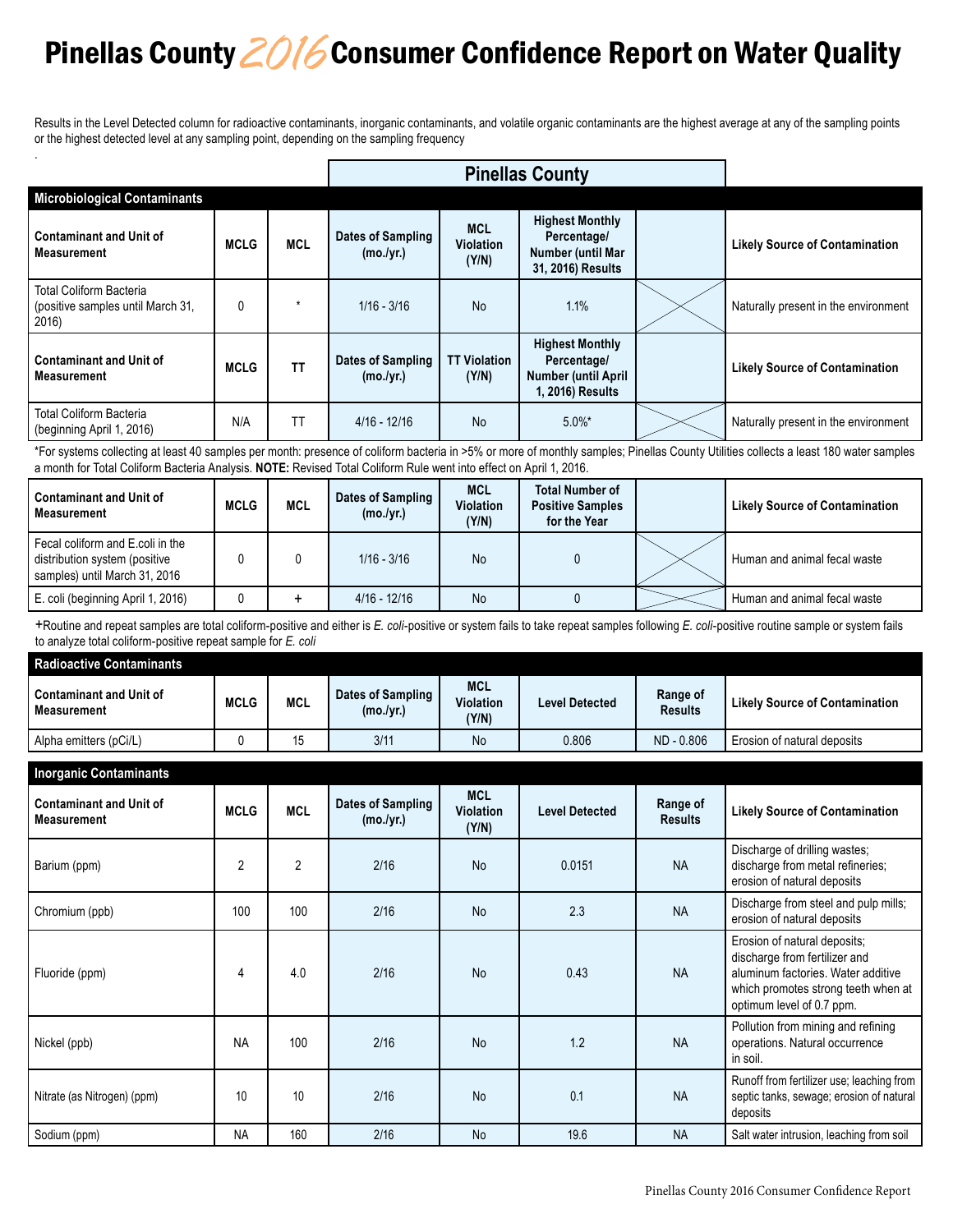# Pinellas County 2016 Consumer Confidence Report on Water Quality

Results in the Level Detected column for radioactive contaminants, inorganic contaminants, and volatile organic contaminants are the highest average at any of the sampling points or the highest detected level at any sampling point, depending on the sampling frequency

.

**Pinellas County**

### Microbiological Contaminants

| Contaminant and Unit of Measurement | MCLG | MCL | Dates of Sampling (mo./yr.) | MCL Violation (Y/N) | Highest Monthly Percentage/ Number (until Mar 31, 2016) Results | | Likely Source of Contamination |
|---|---|---|---|---|---|---|---|
| Total Coliform Bacteria (positive samples until March 31, 2016) | 0 | * | 1/16 - 3/16 | No | 1.1% | | Naturally present in the environment |

| Contaminant and Unit of Measurement | MCLG | TT | Dates of Sampling (mo./yr.) | TT Violation (Y/N) | Highest Monthly Percentage/ Number (until April 1, 2016) Results | | Likely Source of Contamination |
|---|---|---|---|---|---|---|---|
| Total Coliform Bacteria (beginning April 1, 2016) | N/A | TT | 4/16 - 12/16 | No | 5.0%* | | Naturally present in the environment |

*For systems collecting at least 40 samples per month: presence of coliform bacteria in >5% or more of monthly samples; Pinellas County Utilities collects a least 180 water samples a month for Total Coliform Bacteria Analysis. **NOTE:** Revised Total Coliform Rule went into effect on April 1, 2016.

| Contaminant and Unit of Measurement | MCLG | MCL | Dates of Sampling (mo./yr.) | MCL Violation (Y/N) | Total Number of Positive Samples for the Year | | Likely Source of Contamination |
|---|---|---|---|---|---|---|---|
| Fecal coliform and E.coli in the distribution system (positive samples) until March 31, 2016 | 0 | 0 | 1/16 - 3/16 | No | 0 | | Human and animal fecal waste |
| E. coli (beginning April 1, 2016) | 0 | + | 4/16 - 12/16 | No | 0 | | Human and animal fecal waste |

+Routine and repeat samples are total coliform-positive and either is *E. coli*-positive or system fails to take repeat samples following *E. coli*-positive routine sample or system fails to analyze total coliform-positive repeat sample for *E. coli*

### Radioactive Contaminants

| Contaminant and Unit of Measurement | MCLG | MCL | Dates of Sampling (mo./yr.) | MCL Violation (Y/N) | Level Detected | Range of Results | Likely Source of Contamination |
|---|---|---|---|---|---|---|---|
| Alpha emitters (pCi/L) | 0 | 15 | 3/11 | No | 0.806 | ND - 0.806 | Erosion of natural deposits |

### Inorganic Contaminants

| Contaminant and Unit of Measurement | MCLG | MCL | Dates of Sampling (mo./yr.) | MCL Violation (Y/N) | Level Detected | Range of Results | Likely Source of Contamination |
|---|---|---|---|---|---|---|---|
| Barium (ppm) | 2 | 2 | 2/16 | No | 0.0151 | NA | Discharge of drilling wastes; discharge from metal refineries; erosion of natural deposits |
| Chromium (ppb) | 100 | 100 | 2/16 | No | 2.3 | NA | Discharge from steel and pulp mills; erosion of natural deposits |
| Fluoride (ppm) | 4 | 4.0 | 2/16 | No | 0.43 | NA | Erosion of natural deposits; discharge from fertilizer and aluminum factories. Water additive which promotes strong teeth when at optimum level of 0.7 ppm. |
| Nickel (ppb) | NA | 100 | 2/16 | No | 1.2 | NA | Pollution from mining and refining operations. Natural occurrence in soil. |
| Nitrate (as Nitrogen) (ppm) | 10 | 10 | 2/16 | No | 0.1 | NA | Runoff from fertilizer use; leaching from septic tanks, sewage; erosion of natural deposits |
| Sodium (ppm) | NA | 160 | 2/16 | No | 19.6 | NA | Salt water intrusion, leaching from soil |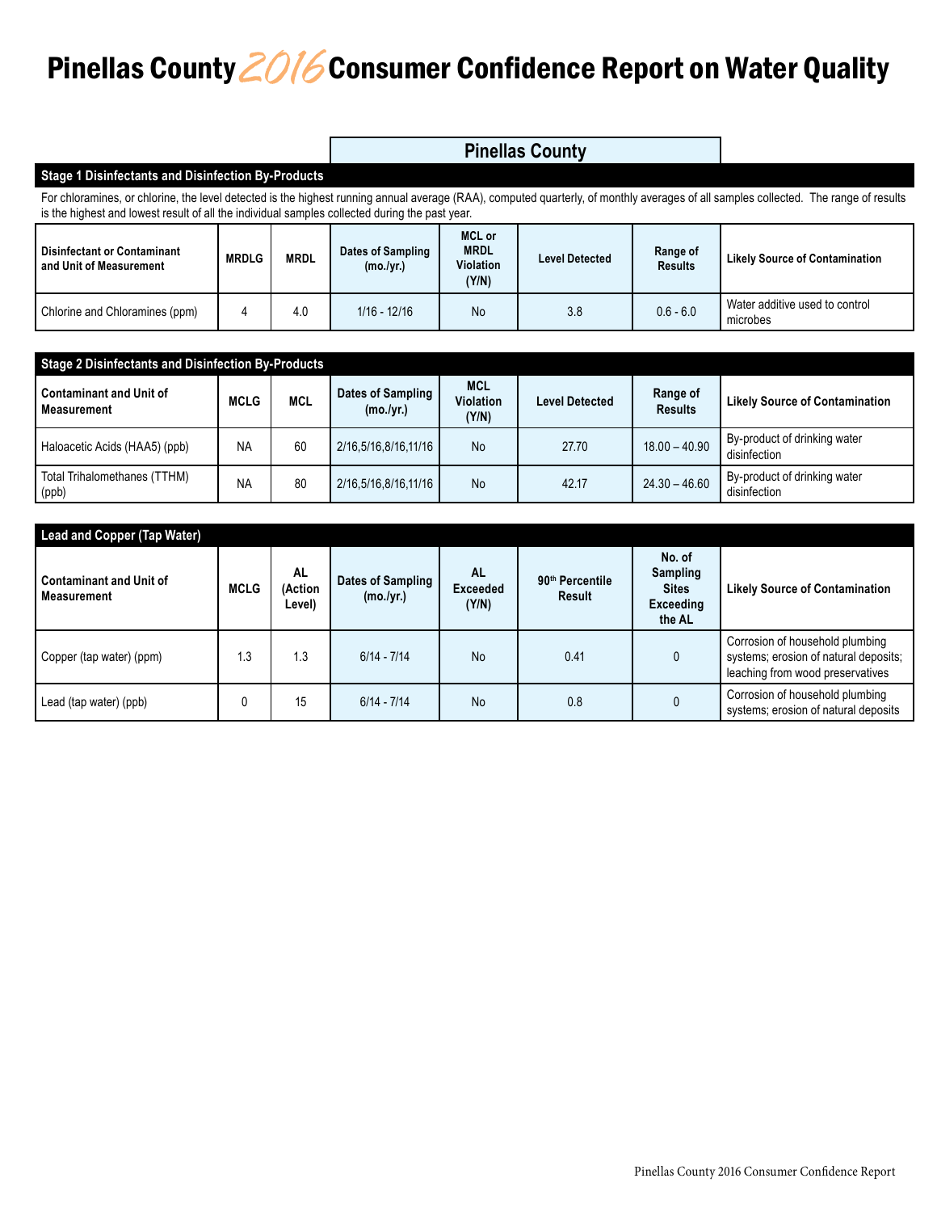# Pinellas County 2016 Consumer Confidence Report on Water Quality

## Pinellas County

### Stage 1 Disinfectants and Disinfection By-Products

For chloramines, or chlorine, the level detected is the highest running annual average (RAA), computed quarterly, of monthly averages of all samples collected. The range of results is the highest and lowest result of all the individual samples collected during the past year.

| Disinfectant or Contaminant and Unit of Measurement | MRDLG | MRDL | Dates of Sampling (mo./yr.) | MCL or MRDL Violation (Y/N) | Level Detected | Range of Results | Likely Source of Contamination |
|---|---|---|---|---|---|---|---|
| Chlorine and Chloramines (ppm) | 4 | 4.0 | 1/16 - 12/16 | No | 3.8 | 0.6 - 6.0 | Water additive used to control microbes |

### Stage 2 Disinfectants and Disinfection By-Products

| Contaminant and Unit of Measurement | MCLG | MCL | Dates of Sampling (mo./yr.) | MCL Violation (Y/N) | Level Detected | Range of Results | Likely Source of Contamination |
|---|---|---|---|---|---|---|---|
| Haloacetic Acids (HAA5) (ppb) | NA | 60 | 2/16,5/16,8/16,11/16 | No | 27.70 | 18.00 – 40.90 | By-product of drinking water disinfection |
| Total Trihalomethanes (TTHM) (ppb) | NA | 80 | 2/16,5/16,8/16,11/16 | No | 42.17 | 24.30 – 46.60 | By-product of drinking water disinfection |

### Lead and Copper (Tap Water)

| Contaminant and Unit of Measurement | MCLG | AL (Action Level) | Dates of Sampling (mo./yr.) | AL Exceeded (Y/N) | 90th Percentile Result | No. of Sampling Sites Exceeding the AL | Likely Source of Contamination |
|---|---|---|---|---|---|---|---|
| Copper (tap water) (ppm) | 1.3 | 1.3 | 6/14 - 7/14 | No | 0.41 | 0 | Corrosion of household plumbing systems; erosion of natural deposits; leaching from wood preservatives |
| Lead (tap water) (ppb) | 0 | 15 | 6/14 - 7/14 | No | 0.8 | 0 | Corrosion of household plumbing systems; erosion of natural deposits |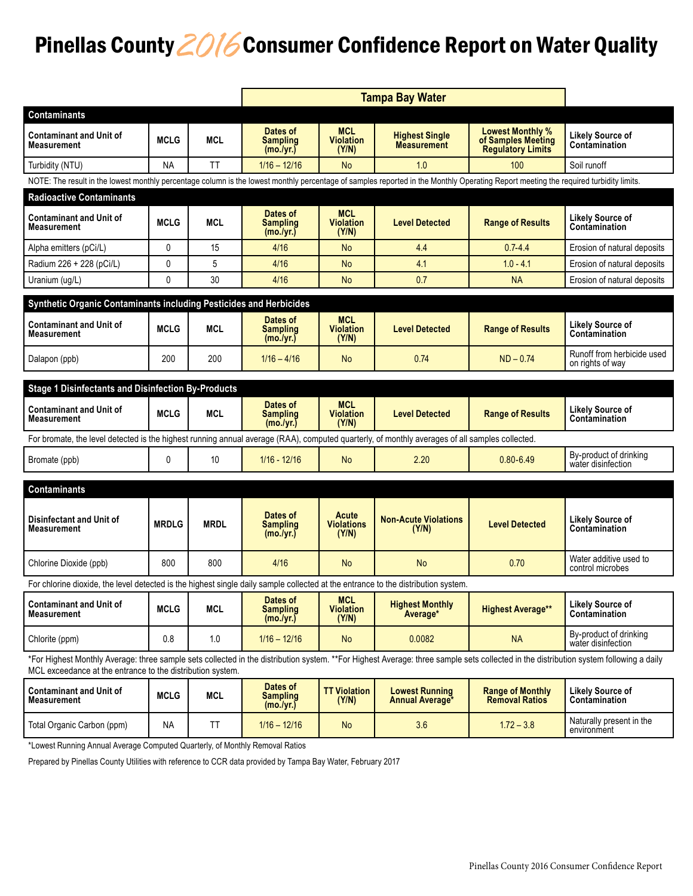# Pinellas County 2016 Consumer Confidence Report on Water Quality

| | | | Tampa Bay Water | | | | |
|---|---|---|---|---|---|---|---|
| **Contaminants** | | | | | | | |
| **Contaminant and Unit of Measurement** | **MCLG** | **MCL** | **Dates of Sampling (mo./yr.)** | **MCL Violation (Y/N)** | **Highest Single Measurement** | **Lowest Monthly % of Samples Meeting Regulatory Limits** | **Likely Source of Contamination** |
| Turbidity (NTU) | NA | TT | 1/16 – 12/16 | No | 1.0 | 100 | Soil runoff |

NOTE: The result in the lowest monthly percentage column is the lowest monthly percentage of samples reported in the Monthly Operating Report meeting the required turbidity limits.

| **Radioactive Contaminants** | | | | | | | |
|---|---|---|---|---|---|---|---|
| **Contaminant and Unit of Measurement** | **MCLG** | **MCL** | **Dates of Sampling (mo./yr.)** | **MCL Violation (Y/N)** | **Level Detected** | **Range of Results** | **Likely Source of Contamination** |
| Alpha emitters (pCi/L) | 0 | 15 | 4/16 | No | 4.4 | 0.7-4.4 | Erosion of natural deposits |
| Radium 226 + 228 (pCi/L) | 0 | 5 | 4/16 | No | 4.1 | 1.0 - 4.1 | Erosion of natural deposits |
| Uranium (ug/L) | 0 | 30 | 4/16 | No | 0.7 | NA | Erosion of natural deposits |

| **Synthetic Organic Contaminants including Pesticides and Herbicides** | | | | | | | |
|---|---|---|---|---|---|---|---|
| **Contaminant and Unit of Measurement** | **MCLG** | **MCL** | **Dates of Sampling (mo./yr.)** | **MCL Violation (Y/N)** | **Level Detected** | **Range of Results** | **Likely Source of Contamination** |
| Dalapon (ppb) | 200 | 200 | 1/16 – 4/16 | No | 0.74 | ND – 0.74 | Runoff from herbicide used on rights of way |

| **Stage 1 Disinfectants and Disinfection By-Products** | | | | | | | |
|---|---|---|---|---|---|---|---|
| **Contaminant and Unit of Measurement** | **MCLG** | **MCL** | **Dates of Sampling (mo./yr.)** | **MCL Violation (Y/N)** | **Level Detected** | **Range of Results** | **Likely Source of Contamination** |
| Bromate (ppb) | 0 | 10 | 1/16 - 12/16 | No | 2.20 | 0.80-6.49 | By-product of drinking water disinfection |

For bromate, the level detected is the highest running annual average (RAA), computed quarterly, of monthly averages of all samples collected.

| **Contaminants** | | | | | | | |
|---|---|---|---|---|---|---|---|
| **Disinfectant and Unit of Measurement** | **MRDLG** | **MRDL** | **Dates of Sampling (mo./yr.)** | **Acute Violations (Y/N)** | **Non-Acute Violations (Y/N)** | **Level Detected** | **Likely Source of Contamination** |
| Chlorine Dioxide (ppb) | 800 | 800 | 4/16 | No | No | 0.70 | Water additive used to control microbes |

For chlorine dioxide, the level detected is the highest single daily sample collected at the entrance to the distribution system.

| **Contaminant and Unit of Measurement** | **MCLG** | **MCL** | **Dates of Sampling (mo./yr.)** | **MCL Violation (Y/N)** | **Highest Monthly Average*** | **Highest Average**** | **Likely Source of Contamination** |
|---|---|---|---|---|---|---|---|
| Chlorite (ppm) | 0.8 | 1.0 | 1/16 – 12/16 | No | 0.0082 | NA | By-product of drinking water disinfection |

*For Highest Monthly Average: three sample sets collected in the distribution system. **For Highest Average: three sample sets collected in the distribution system following a daily MCL exceedance at the entrance to the distribution system.

| **Contaminant and Unit of Measurement** | **MCLG** | **MCL** | **Dates of Sampling (mo./yr.)** | **TT Violation (Y/N)** | **Lowest Running Annual Average*** | **Range of Monthly Removal Ratios** | **Likely Source of Contamination** |
|---|---|---|---|---|---|---|---|
| Total Organic Carbon (ppm) | NA | TT | 1/16 – 12/16 | No | 3.6 | 1.72 – 3.8 | Naturally present in the environment |

*Lowest Running Annual Average Computed Quarterly, of Monthly Removal Ratios

Prepared by Pinellas County Utilities with reference to CCR data provided by Tampa Bay Water, February 2017